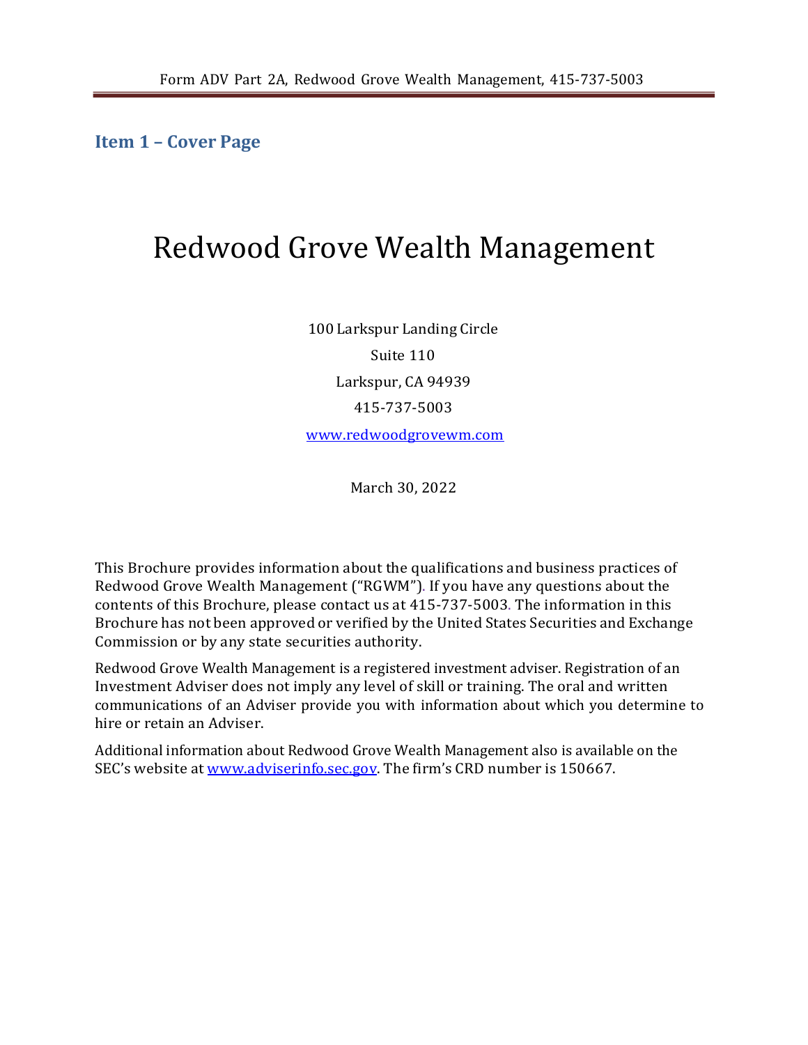## Item 1 – Cover Page

# Redwood Grove Wealth Management

100 Larkspur Landing Circle

Suite 110

Larkspur, CA 94939

415-737-5003

www.redwoodgrovewm.com

March 30, 2022

This Brochure provides information about the qualifications and business practices of Redwood Grove Wealth Management ("RGWM"). If you have any questions about the contents of this Brochure, please contact us at 415-737-5003. The information in this Brochure has not been approved or verified by the United States Securities and Exchange Commission or by any state securities authority.

Redwood Grove Wealth Management is a registered investment adviser. Registration of an Investment Adviser does not imply any level of skill or training. The oral and written communications of an Adviser provide you with information about which you determine to hire or retain an Adviser.

Additional information about Redwood Grove Wealth Management also is available on the SEC's website at www.adviserinfo.sec.gov. The firm's CRD number is 150667.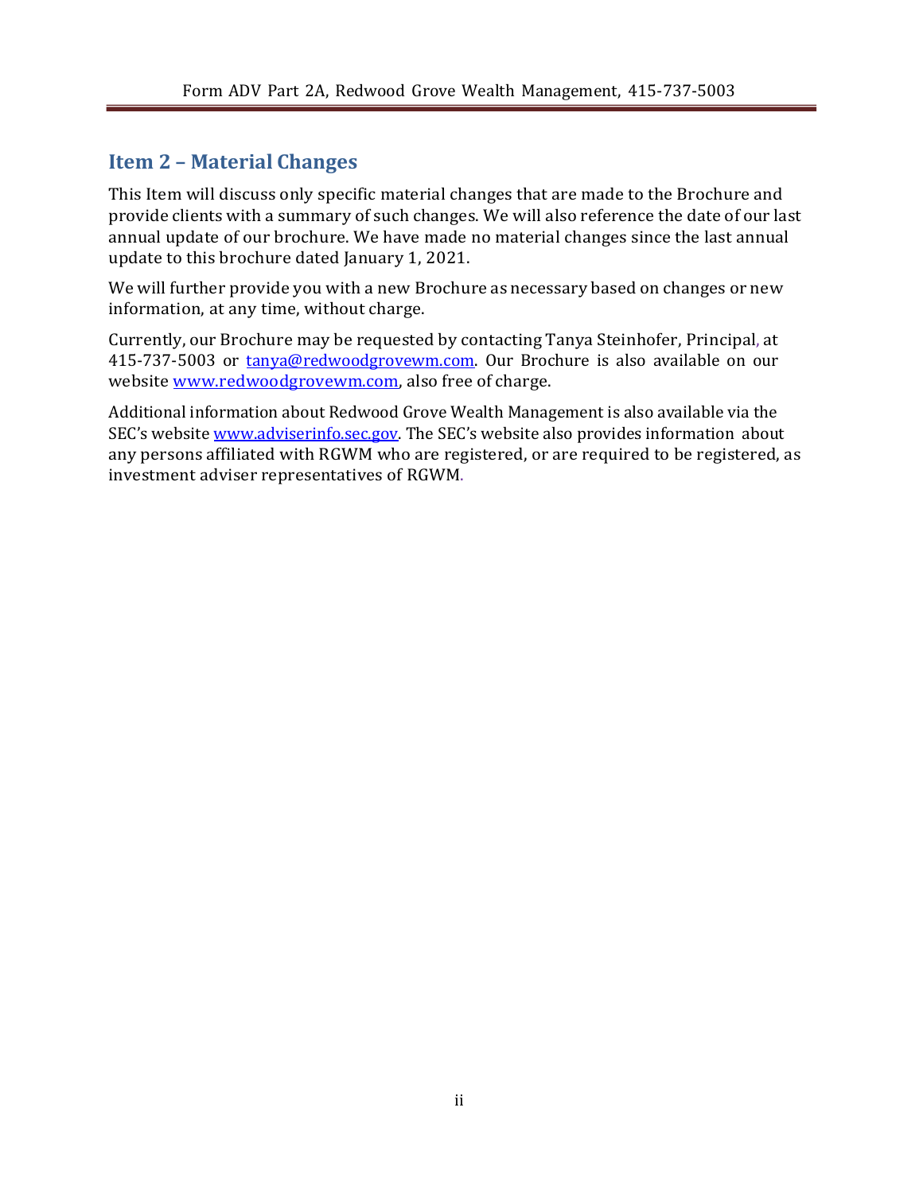## Item 2 – Material Changes

This Item will discuss only specific material changes that are made to the Brochure and provide clients with a summary of such changes. We will also reference the date of our last annual update of our brochure. We have made no material changes since the last annual update to this brochure dated January 1, 2021.

We will further provide you with a new Brochure as necessary based on changes or new information, at any time, without charge.

Currently, our Brochure may be requested by contacting Tanya Steinhofer, Principal, at 415-737-5003 or tanya@redwoodgrovewm.com. Our Brochure is also available on our website www.redwoodgrovewm.com, also free of charge.

Additional information about Redwood Grove Wealth Management is also available via the SEC's website www.adviserinfo.sec.gov. The SEC's website also provides information about any persons affiliated with RGWM who are registered, or are required to be registered, as investment adviser representatives of RGWM.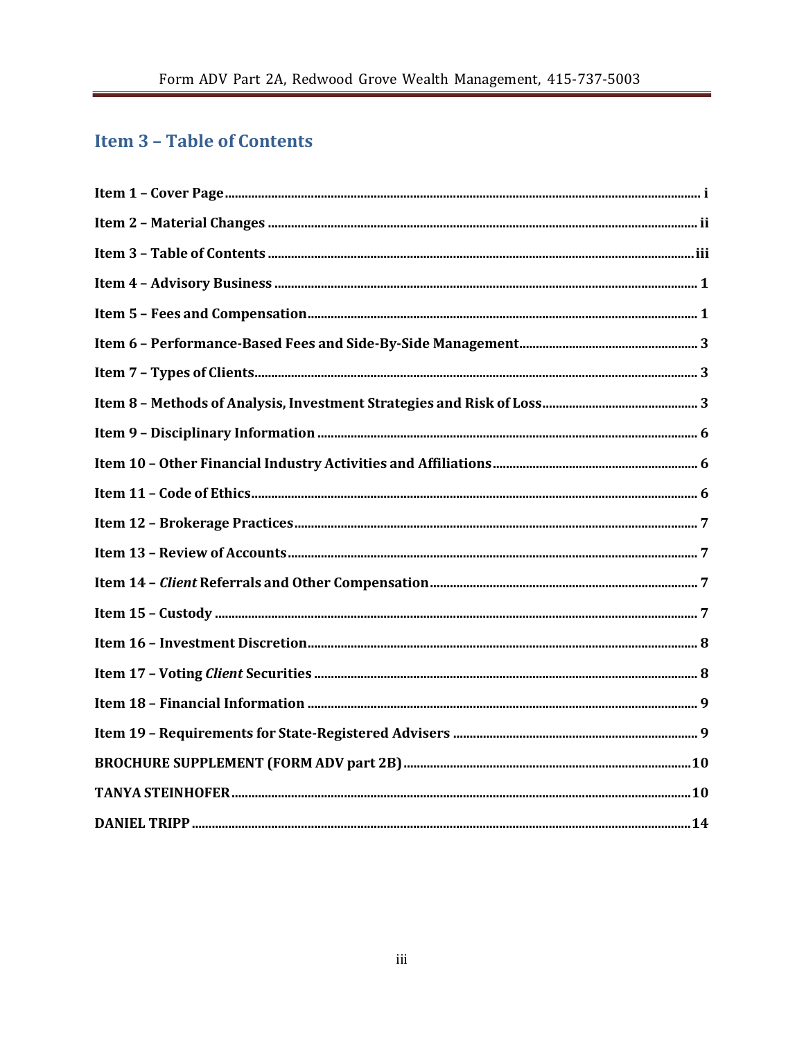## Item 3 – Table of Contents

**Item 1 – Cover Page** ........................................................ i

**Item 2 – Material Changes** ........................................................ ii

**Item 3 – Table of Contents** ........................................................ iii

**Item 4 – Advisory Business** ........................................................ 1

**Item 5 – Fees and Compensation** ........................................................ 1

**Item 6 – Performance-Based Fees and Side-By-Side Management** ........................................................ 3

**Item 7 – Types of Clients** ........................................................ 3

**Item 8 – Methods of Analysis, Investment Strategies and Risk of Loss** ........................................................ 3

**Item 9 – Disciplinary Information** ........................................................ 6

**Item 10 – Other Financial Industry Activities and Affiliations** ........................................................ 6

**Item 11 – Code of Ethics** ........................................................ 6

**Item 12 – Brokerage Practices** ........................................................ 7

**Item 13 – Review of Accounts** ........................................................ 7

**Item 14 – *Client* Referrals and Other Compensation** ........................................................ 7

**Item 15 – Custody** ........................................................ 7

**Item 16 – Investment Discretion** ........................................................ 8

**Item 17 – Voting *Client* Securities** ........................................................ 8

**Item 18 – Financial Information** ........................................................ 9

**Item 19 – Requirements for State-Registered Advisers** ........................................................ 9

**BROCHURE SUPPLEMENT (FORM ADV part 2B)** ........................................................ 10

**TANYA STEINHOFER** ........................................................ 10

**DANIEL TRIPP** ........................................................ 14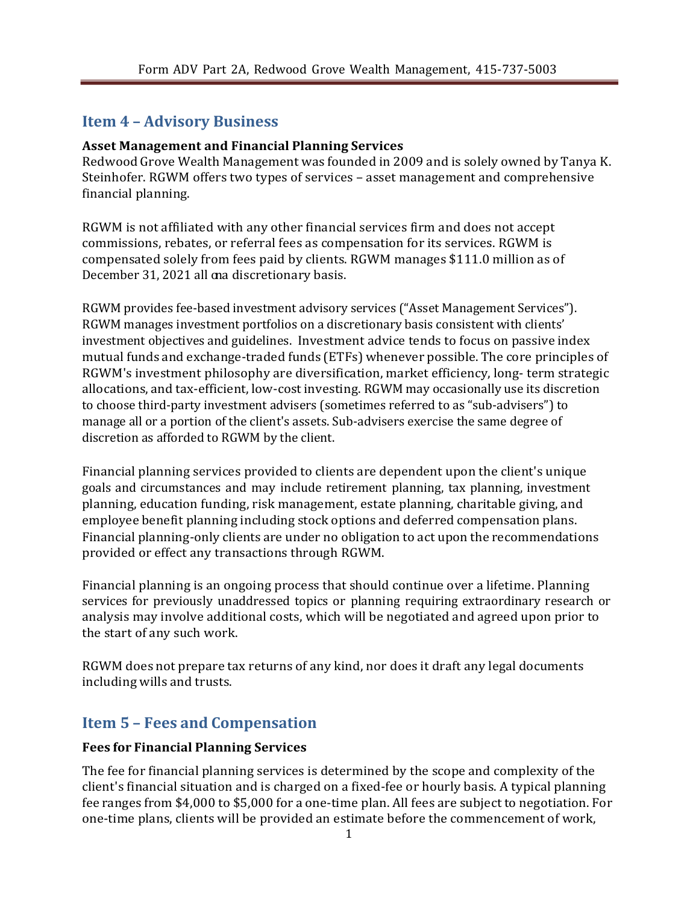## Item 4 – Advisory Business

**Asset Management and Financial Planning Services**

Redwood Grove Wealth Management was founded in 2009 and is solely owned by Tanya K. Steinhofer. RGWM offers two types of services – asset management and comprehensive financial planning.

RGWM is not affiliated with any other financial services firm and does not accept commissions, rebates, or referral fees as compensation for its services. RGWM is compensated solely from fees paid by clients. RGWM manages $111.0 million as of December 31, 2021 all on a discretionary basis.

RGWM provides fee-based investment advisory services ("Asset Management Services"). RGWM manages investment portfolios on a discretionary basis consistent with clients' investment objectives and guidelines. Investment advice tends to focus on passive index mutual funds and exchange-traded funds (ETFs) whenever possible. The core principles of RGWM's investment philosophy are diversification, market efficiency, long- term strategic allocations, and tax-efficient, low-cost investing. RGWM may occasionally use its discretion to choose third-party investment advisers (sometimes referred to as "sub-advisers") to manage all or a portion of the client's assets. Sub-advisers exercise the same degree of discretion as afforded to RGWM by the client.

Financial planning services provided to clients are dependent upon the client's unique goals and circumstances and may include retirement planning, tax planning, investment planning, education funding, risk management, estate planning, charitable giving, and employee benefit planning including stock options and deferred compensation plans. Financial planning-only clients are under no obligation to act upon the recommendations provided or effect any transactions through RGWM.

Financial planning is an ongoing process that should continue over a lifetime. Planning services for previously unaddressed topics or planning requiring extraordinary research or analysis may involve additional costs, which will be negotiated and agreed upon prior to the start of any such work.

RGWM does not prepare tax returns of any kind, nor does it draft any legal documents including wills and trusts.

## Item 5 – Fees and Compensation

**Fees for Financial Planning Services**

The fee for financial planning services is determined by the scope and complexity of the client's financial situation and is charged on a fixed-fee or hourly basis. A typical planning fee ranges from $4,000 to $5,000 for a one-time plan. All fees are subject to negotiation. For one-time plans, clients will be provided an estimate before the commencement of work,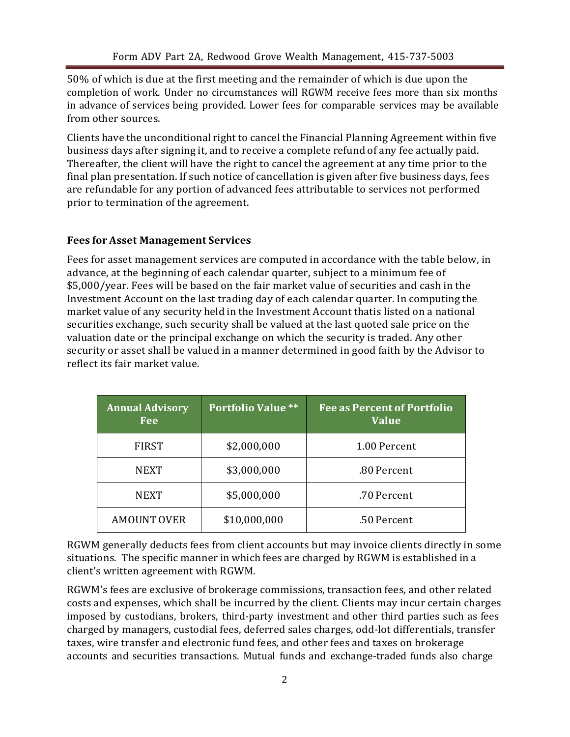50% of which is due at the first meeting and the remainder of which is due upon the completion of work. Under no circumstances will RGWM receive fees more than six months in advance of services being provided. Lower fees for comparable services may be available from other sources.

Clients have the unconditional right to cancel the Financial Planning Agreement within five business days after signing it, and to receive a complete refund of any fee actually paid. Thereafter, the client will have the right to cancel the agreement at any time prior to the final plan presentation. If such notice of cancellation is given after five business days, fees are refundable for any portion of advanced fees attributable to services not performed prior to termination of the agreement.

### Fees for Asset Management Services

Fees for asset management services are computed in accordance with the table below, in advance, at the beginning of each calendar quarter, subject to a minimum fee of $5,000/year. Fees will be based on the fair market value of securities and cash in the Investment Account on the last trading day of each calendar quarter. In computing the market value of any security held in the Investment Account thatis listed on a national securities exchange, such security shall be valued at the last quoted sale price on the valuation date or the principal exchange on which the security is traded. Any other security or asset shall be valued in a manner determined in good faith by the Advisor to reflect its fair market value.

| Annual Advisory Fee | Portfolio Value ** | Fee as Percent of Portfolio Value |
|---|---|---|
| FIRST | $2,000,000 | 1.00 Percent |
| NEXT | $3,000,000 | .80 Percent |
| NEXT | $5,000,000 | .70 Percent |
| AMOUNT OVER | $10,000,000 | .50 Percent |

RGWM generally deducts fees from client accounts but may invoice clients directly in some situations. The specific manner in which fees are charged by RGWM is established in a client's written agreement with RGWM.

RGWM's fees are exclusive of brokerage commissions, transaction fees, and other related costs and expenses, which shall be incurred by the client. Clients may incur certain charges imposed by custodians, brokers, third-party investment and other third parties such as fees charged by managers, custodial fees, deferred sales charges, odd-lot differentials, transfer taxes, wire transfer and electronic fund fees, and other fees and taxes on brokerage accounts and securities transactions. Mutual funds and exchange-traded funds also charge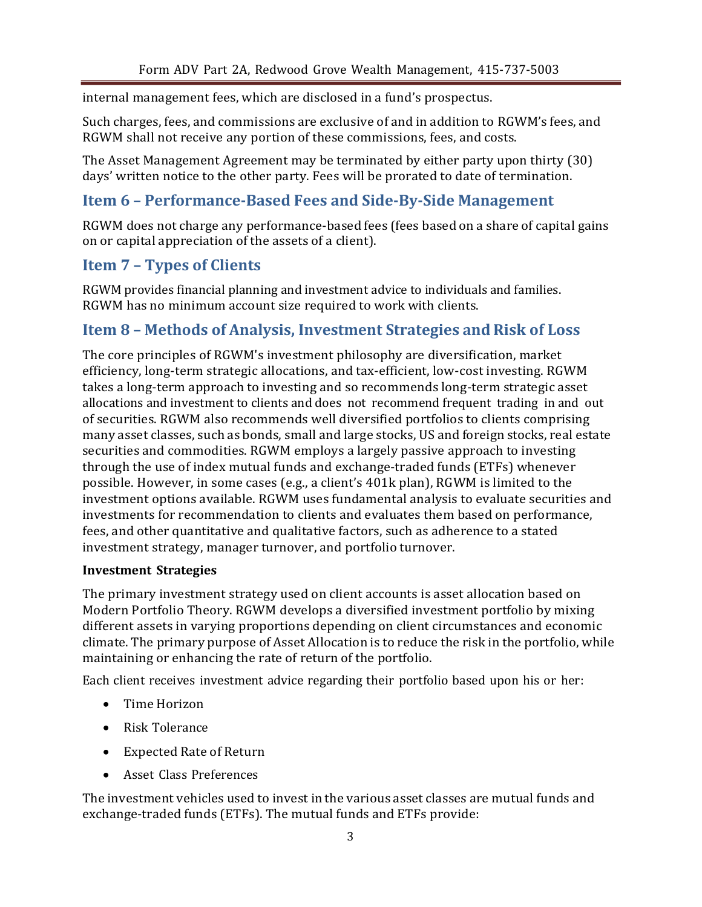internal management fees, which are disclosed in a fund's prospectus.

Such charges, fees, and commissions are exclusive of and in addition to RGWM's fees, and RGWM shall not receive any portion of these commissions, fees, and costs.

The Asset Management Agreement may be terminated by either party upon thirty (30) days' written notice to the other party. Fees will be prorated to date of termination.

## Item 6 – Performance-Based Fees and Side-By-Side Management

RGWM does not charge any performance-based fees (fees based on a share of capital gains on or capital appreciation of the assets of a client).

## Item 7 – Types of Clients

RGWM provides financial planning and investment advice to individuals and families. RGWM has no minimum account size required to work with clients.

## Item 8 – Methods of Analysis, Investment Strategies and Risk of Loss

The core principles of RGWM's investment philosophy are diversification, market efficiency, long-term strategic allocations, and tax-efficient, low-cost investing. RGWM takes a long-term approach to investing and so recommends long-term strategic asset allocations and investment to clients and does not recommend frequent trading in and out of securities. RGWM also recommends well diversified portfolios to clients comprising many asset classes, such as bonds, small and large stocks, US and foreign stocks, real estate securities and commodities. RGWM employs a largely passive approach to investing through the use of index mutual funds and exchange-traded funds (ETFs) whenever possible. However, in some cases (e.g., a client's 401k plan), RGWM is limited to the investment options available. RGWM uses fundamental analysis to evaluate securities and investments for recommendation to clients and evaluates them based on performance, fees, and other quantitative and qualitative factors, such as adherence to a stated investment strategy, manager turnover, and portfolio turnover.

**Investment Strategies**

The primary investment strategy used on client accounts is asset allocation based on Modern Portfolio Theory. RGWM develops a diversified investment portfolio by mixing different assets in varying proportions depending on client circumstances and economic climate. The primary purpose of Asset Allocation is to reduce the risk in the portfolio, while maintaining or enhancing the rate of return of the portfolio.

Each client receives investment advice regarding their portfolio based upon his or her:

- Time Horizon
- Risk Tolerance
- Expected Rate of Return
- Asset Class Preferences

The investment vehicles used to invest in the various asset classes are mutual funds and exchange-traded funds (ETFs). The mutual funds and ETFs provide: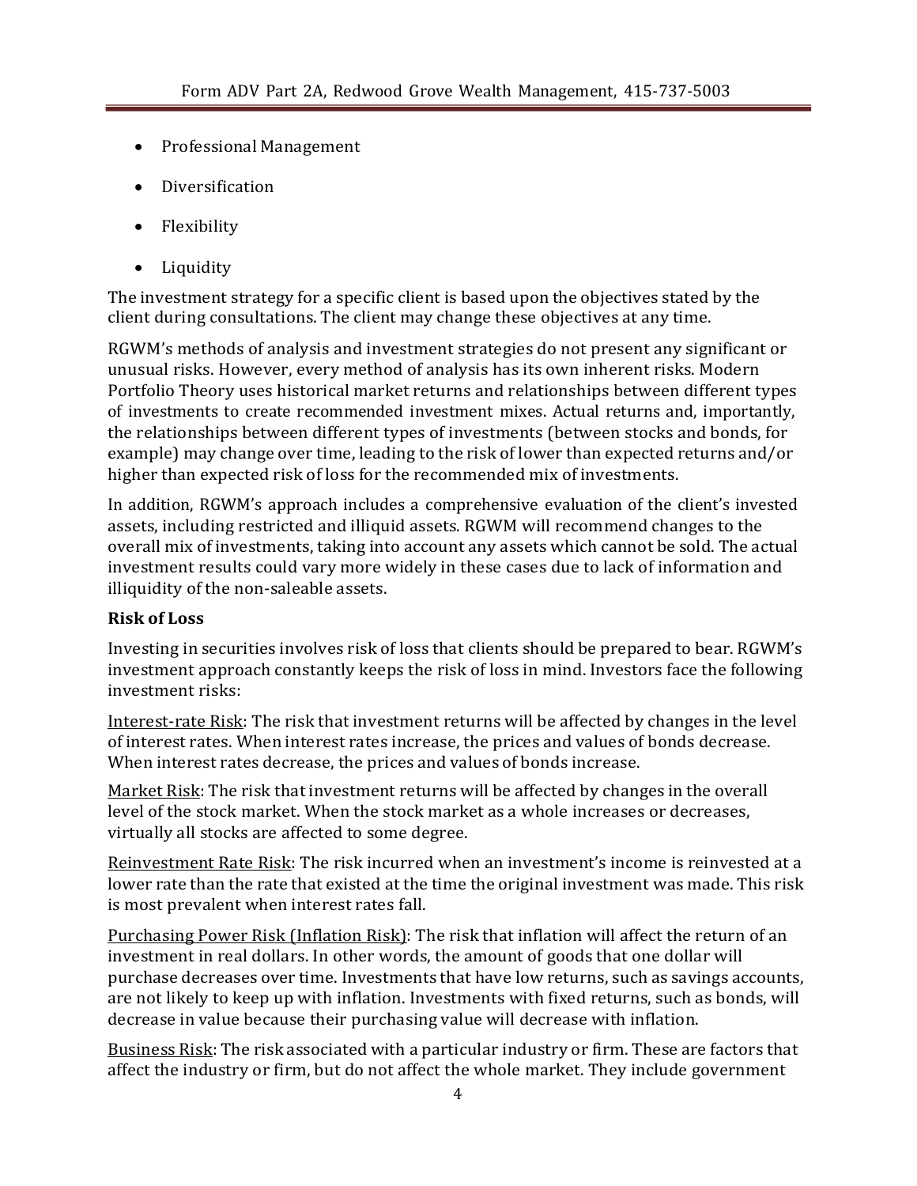- Professional Management
- Diversification
- Flexibility
- Liquidity

The investment strategy for a specific client is based upon the objectives stated by the client during consultations. The client may change these objectives at any time.

RGWM's methods of analysis and investment strategies do not present any significant or unusual risks. However, every method of analysis has its own inherent risks. Modern Portfolio Theory uses historical market returns and relationships between different types of investments to create recommended investment mixes. Actual returns and, importantly, the relationships between different types of investments (between stocks and bonds, for example) may change over time, leading to the risk of lower than expected returns and/or higher than expected risk of loss for the recommended mix of investments.

In addition, RGWM's approach includes a comprehensive evaluation of the client's invested assets, including restricted and illiquid assets. RGWM will recommend changes to the overall mix of investments, taking into account any assets which cannot be sold. The actual investment results could vary more widely in these cases due to lack of information and illiquidity of the non-saleable assets.

**Risk of Loss**

Investing in securities involves risk of loss that clients should be prepared to bear. RGWM's investment approach constantly keeps the risk of loss in mind. Investors face the following investment risks:

Interest-rate Risk: The risk that investment returns will be affected by changes in the level of interest rates. When interest rates increase, the prices and values of bonds decrease. When interest rates decrease, the prices and values of bonds increase.

Market Risk: The risk that investment returns will be affected by changes in the overall level of the stock market. When the stock market as a whole increases or decreases, virtually all stocks are affected to some degree.

Reinvestment Rate Risk: The risk incurred when an investment's income is reinvested at a lower rate than the rate that existed at the time the original investment was made. This risk is most prevalent when interest rates fall.

Purchasing Power Risk (Inflation Risk): The risk that inflation will affect the return of an investment in real dollars. In other words, the amount of goods that one dollar will purchase decreases over time. Investments that have low returns, such as savings accounts, are not likely to keep up with inflation. Investments with fixed returns, such as bonds, will decrease in value because their purchasing value will decrease with inflation.

Business Risk: The risk associated with a particular industry or firm. These are factors that affect the industry or firm, but do not affect the whole market. They include government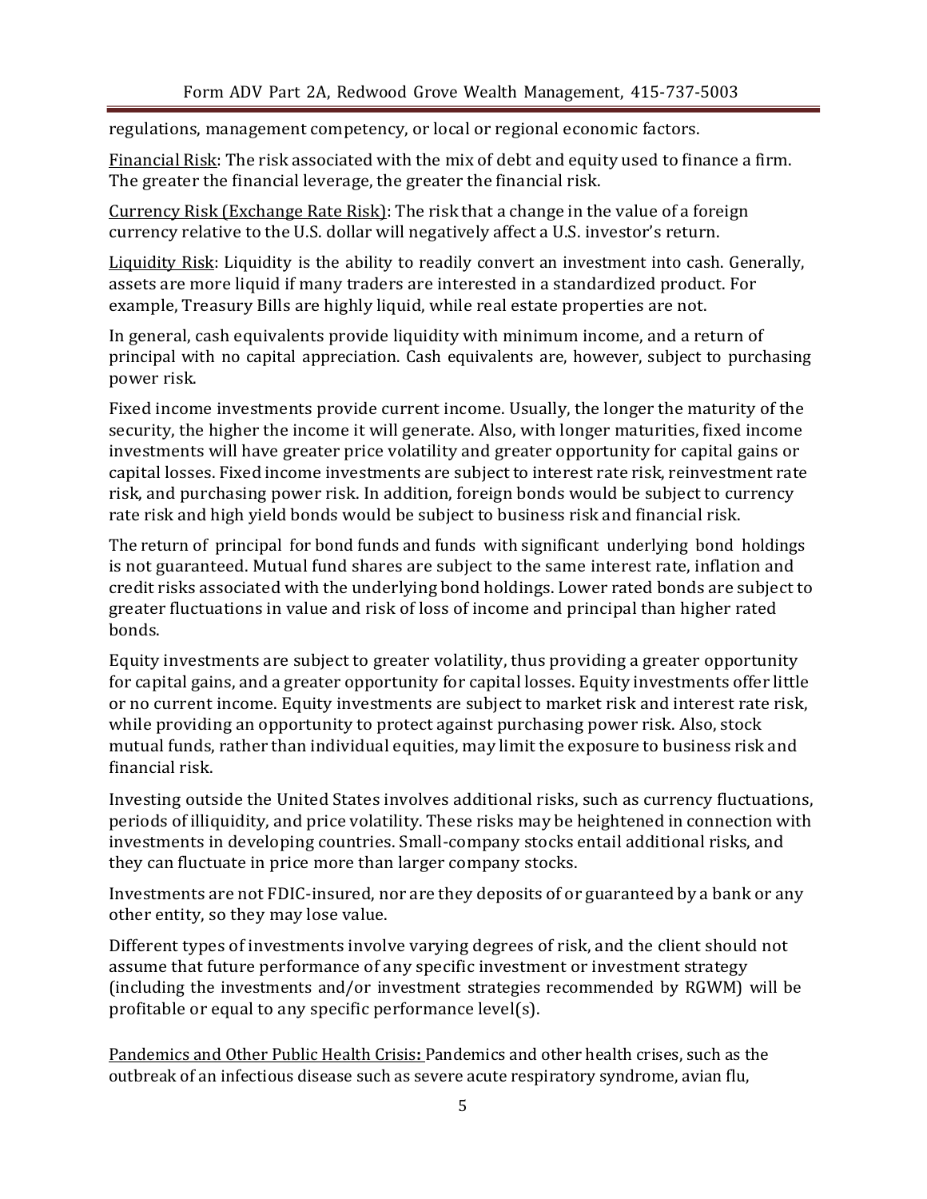regulations, management competency, or local or regional economic factors.

<u>Financial Risk</u>: The risk associated with the mix of debt and equity used to finance a firm. The greater the financial leverage, the greater the financial risk.

<u>Currency Risk (Exchange Rate Risk)</u>: The risk that a change in the value of a foreign currency relative to the U.S. dollar will negatively affect a U.S. investor's return.

<u>Liquidity Risk</u>: Liquidity is the ability to readily convert an investment into cash. Generally, assets are more liquid if many traders are interested in a standardized product. For example, Treasury Bills are highly liquid, while real estate properties are not.

In general, cash equivalents provide liquidity with minimum income, and a return of principal with no capital appreciation. Cash equivalents are, however, subject to purchasing power risk.

Fixed income investments provide current income. Usually, the longer the maturity of the security, the higher the income it will generate. Also, with longer maturities, fixed income investments will have greater price volatility and greater opportunity for capital gains or capital losses. Fixed income investments are subject to interest rate risk, reinvestment rate risk, and purchasing power risk. In addition, foreign bonds would be subject to currency rate risk and high yield bonds would be subject to business risk and financial risk.

The return of principal for bond funds and funds with significant underlying bond holdings is not guaranteed. Mutual fund shares are subject to the same interest rate, inflation and credit risks associated with the underlying bond holdings. Lower rated bonds are subject to greater fluctuations in value and risk of loss of income and principal than higher rated bonds.

Equity investments are subject to greater volatility, thus providing a greater opportunity for capital gains, and a greater opportunity for capital losses. Equity investments offer little or no current income. Equity investments are subject to market risk and interest rate risk, while providing an opportunity to protect against purchasing power risk. Also, stock mutual funds, rather than individual equities, may limit the exposure to business risk and financial risk.

Investing outside the United States involves additional risks, such as currency fluctuations, periods of illiquidity, and price volatility. These risks may be heightened in connection with investments in developing countries. Small-company stocks entail additional risks, and they can fluctuate in price more than larger company stocks.

Investments are not FDIC-insured, nor are they deposits of or guaranteed by a bank or any other entity, so they may lose value.

Different types of investments involve varying degrees of risk, and the client should not assume that future performance of any specific investment or investment strategy (including the investments and/or investment strategies recommended by RGWM) will be profitable or equal to any specific performance level(s).

<u>Pandemics and Other Public Health Crisis</u>**:** Pandemics and other health crises, such as the outbreak of an infectious disease such as severe acute respiratory syndrome, avian flu,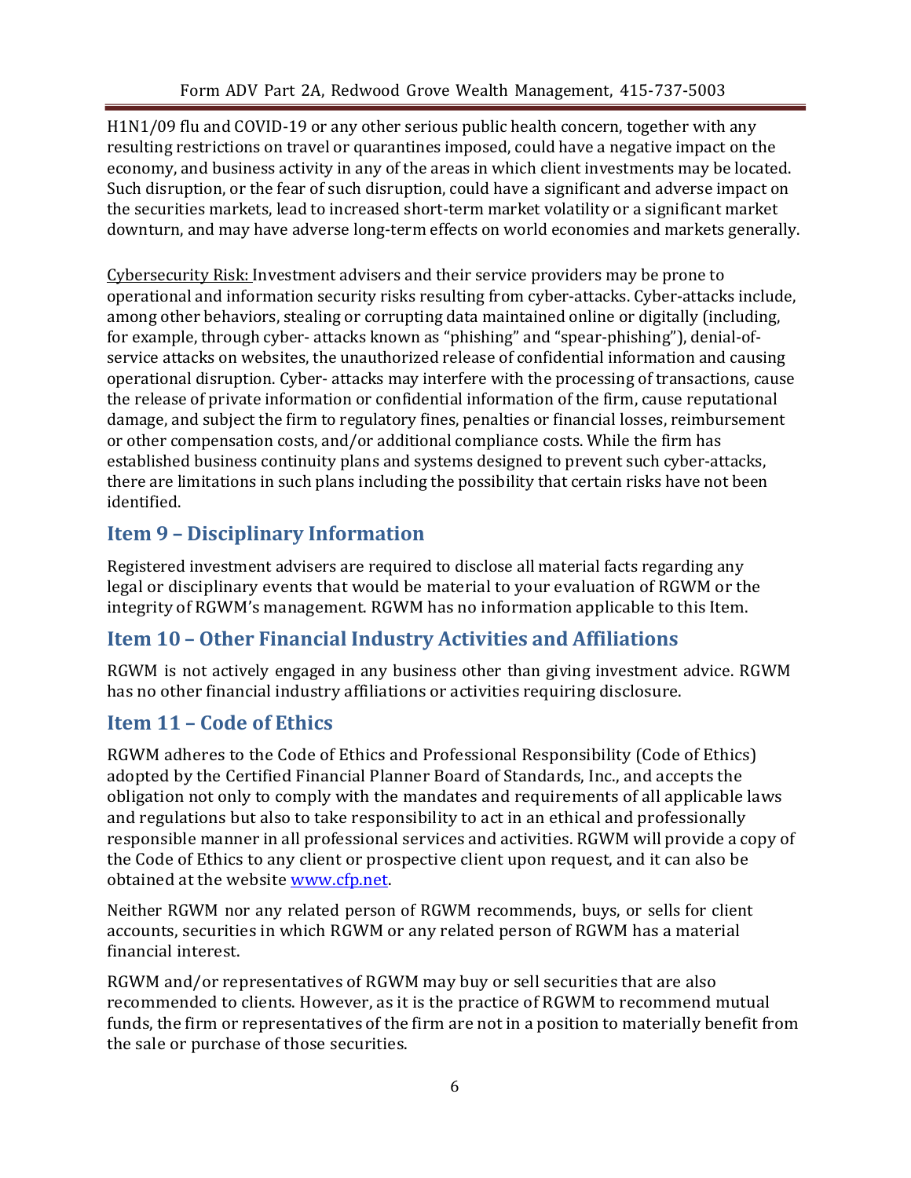H1N1/09 flu and COVID-19 or any other serious public health concern, together with any resulting restrictions on travel or quarantines imposed, could have a negative impact on the economy, and business activity in any of the areas in which client investments may be located. Such disruption, or the fear of such disruption, could have a significant and adverse impact on the securities markets, lead to increased short-term market volatility or a significant market downturn, and may have adverse long-term effects on world economies and markets generally.

Cybersecurity Risk: Investment advisers and their service providers may be prone to operational and information security risks resulting from cyber-attacks. Cyber-attacks include, among other behaviors, stealing or corrupting data maintained online or digitally (including, for example, through cyber- attacks known as "phishing" and "spear-phishing"), denial-of-service attacks on websites, the unauthorized release of confidential information and causing operational disruption. Cyber- attacks may interfere with the processing of transactions, cause the release of private information or confidential information of the firm, cause reputational damage, and subject the firm to regulatory fines, penalties or financial losses, reimbursement or other compensation costs, and/or additional compliance costs. While the firm has established business continuity plans and systems designed to prevent such cyber-attacks, there are limitations in such plans including the possibility that certain risks have not been identified.

## Item 9 – Disciplinary Information

Registered investment advisers are required to disclose all material facts regarding any legal or disciplinary events that would be material to your evaluation of RGWM or the integrity of RGWM's management. RGWM has no information applicable to this Item.

## Item 10 – Other Financial Industry Activities and Affiliations

RGWM is not actively engaged in any business other than giving investment advice. RGWM has no other financial industry affiliations or activities requiring disclosure.

## Item 11 – Code of Ethics

RGWM adheres to the Code of Ethics and Professional Responsibility (Code of Ethics) adopted by the Certified Financial Planner Board of Standards, Inc., and accepts the obligation not only to comply with the mandates and requirements of all applicable laws and regulations but also to take responsibility to act in an ethical and professionally responsible manner in all professional services and activities. RGWM will provide a copy of the Code of Ethics to any client or prospective client upon request, and it can also be obtained at the website www.cfp.net.

Neither RGWM nor any related person of RGWM recommends, buys, or sells for client accounts, securities in which RGWM or any related person of RGWM has a material financial interest.

RGWM and/or representatives of RGWM may buy or sell securities that are also recommended to clients. However, as it is the practice of RGWM to recommend mutual funds, the firm or representatives of the firm are not in a position to materially benefit from the sale or purchase of those securities.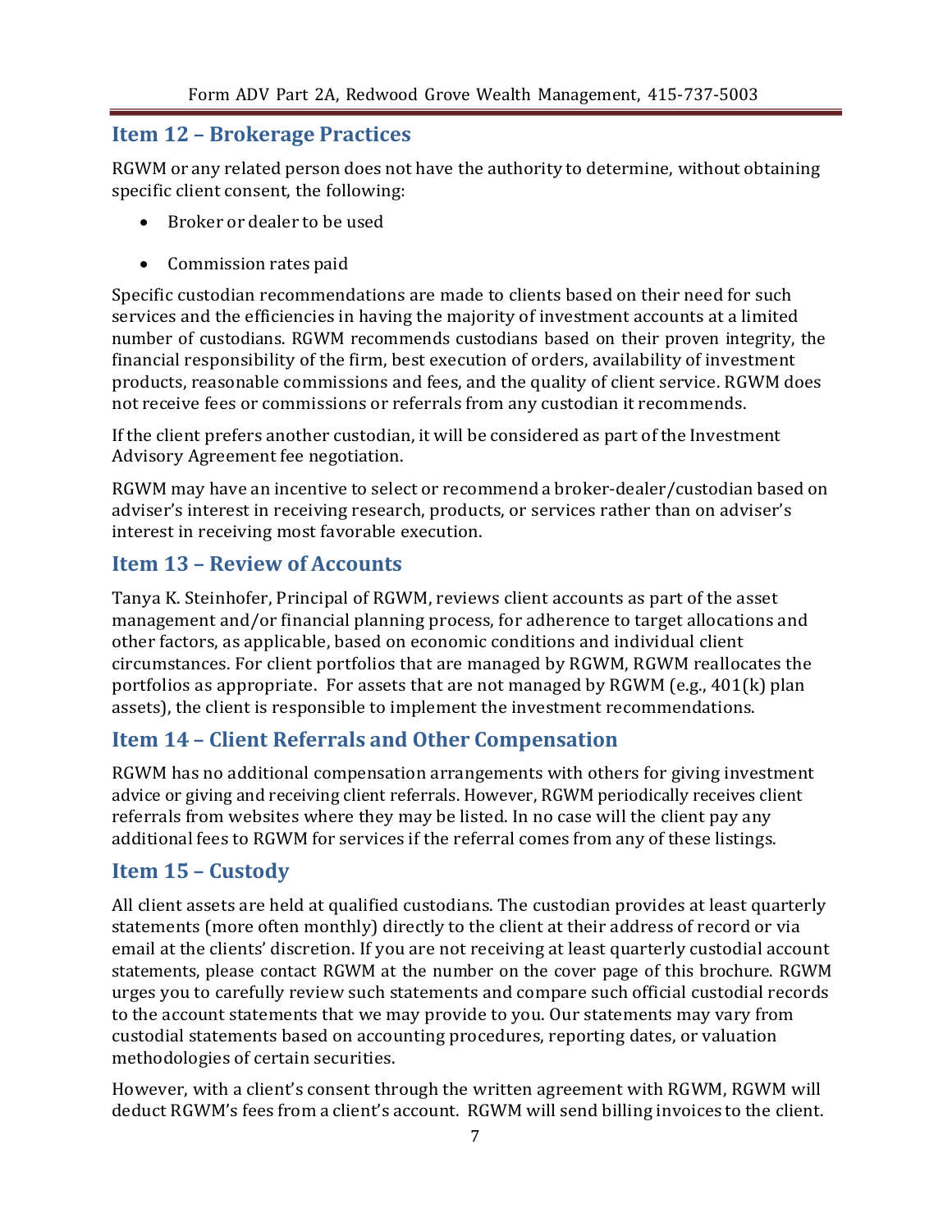## Item 12 – Brokerage Practices

RGWM or any related person does not have the authority to determine, without obtaining specific client consent, the following:

- Broker or dealer to be used
- Commission rates paid

Specific custodian recommendations are made to clients based on their need for such services and the efficiencies in having the majority of investment accounts at a limited number of custodians. RGWM recommends custodians based on their proven integrity, the financial responsibility of the firm, best execution of orders, availability of investment products, reasonable commissions and fees, and the quality of client service. RGWM does not receive fees or commissions or referrals from any custodian it recommends.

If the client prefers another custodian, it will be considered as part of the Investment Advisory Agreement fee negotiation.

RGWM may have an incentive to select or recommend a broker-dealer/custodian based on adviser's interest in receiving research, products, or services rather than on adviser's interest in receiving most favorable execution.

## Item 13 – Review of Accounts

Tanya K. Steinhofer, Principal of RGWM, reviews client accounts as part of the asset management and/or financial planning process, for adherence to target allocations and other factors, as applicable, based on economic conditions and individual client circumstances. For client portfolios that are managed by RGWM, RGWM reallocates the portfolios as appropriate. For assets that are not managed by RGWM (e.g., 401(k) plan assets), the client is responsible to implement the investment recommendations.

## Item 14 – Client Referrals and Other Compensation

RGWM has no additional compensation arrangements with others for giving investment advice or giving and receiving client referrals. However, RGWM periodically receives client referrals from websites where they may be listed. In no case will the client pay any additional fees to RGWM for services if the referral comes from any of these listings.

## Item 15 – Custody

All client assets are held at qualified custodians. The custodian provides at least quarterly statements (more often monthly) directly to the client at their address of record or via email at the clients' discretion. If you are not receiving at least quarterly custodial account statements, please contact RGWM at the number on the cover page of this brochure. RGWM urges you to carefully review such statements and compare such official custodial records to the account statements that we may provide to you. Our statements may vary from custodial statements based on accounting procedures, reporting dates, or valuation methodologies of certain securities.

However, with a client's consent through the written agreement with RGWM, RGWM will deduct RGWM's fees from a client's account. RGWM will send billing invoices to the client.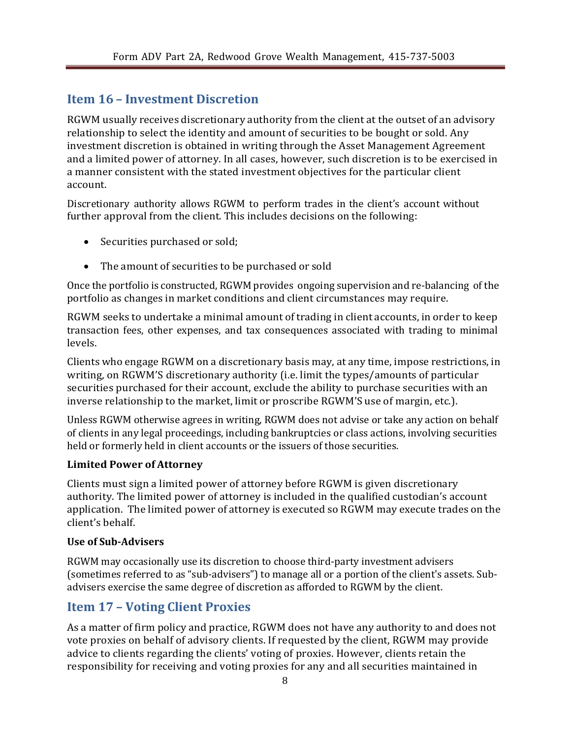## Item 16 – Investment Discretion

RGWM usually receives discretionary authority from the client at the outset of an advisory relationship to select the identity and amount of securities to be bought or sold. Any investment discretion is obtained in writing through the Asset Management Agreement and a limited power of attorney. In all cases, however, such discretion is to be exercised in a manner consistent with the stated investment objectives for the particular client account.

Discretionary authority allows RGWM to perform trades in the client's account without further approval from the client. This includes decisions on the following:

- Securities purchased or sold;
- The amount of securities to be purchased or sold

Once the portfolio is constructed, RGWM provides ongoing supervision and re-balancing of the portfolio as changes in market conditions and client circumstances may require.

RGWM seeks to undertake a minimal amount of trading in client accounts, in order to keep transaction fees, other expenses, and tax consequences associated with trading to minimal levels.

Clients who engage RGWM on a discretionary basis may, at any time, impose restrictions, in writing, on RGWM'S discretionary authority (i.e. limit the types/amounts of particular securities purchased for their account, exclude the ability to purchase securities with an inverse relationship to the market, limit or proscribe RGWM'S use of margin, etc.).

Unless RGWM otherwise agrees in writing, RGWM does not advise or take any action on behalf of clients in any legal proceedings, including bankruptcies or class actions, involving securities held or formerly held in client accounts or the issuers of those securities.

**Limited Power of Attorney**

Clients must sign a limited power of attorney before RGWM is given discretionary authority. The limited power of attorney is included in the qualified custodian's account application. The limited power of attorney is executed so RGWM may execute trades on the client's behalf.

**Use of Sub-Advisers**

RGWM may occasionally use its discretion to choose third-party investment advisers (sometimes referred to as "sub-advisers") to manage all or a portion of the client's assets. Sub-advisers exercise the same degree of discretion as afforded to RGWM by the client.

## Item 17 – Voting Client Proxies

As a matter of firm policy and practice, RGWM does not have any authority to and does not vote proxies on behalf of advisory clients. If requested by the client, RGWM may provide advice to clients regarding the clients' voting of proxies. However, clients retain the responsibility for receiving and voting proxies for any and all securities maintained in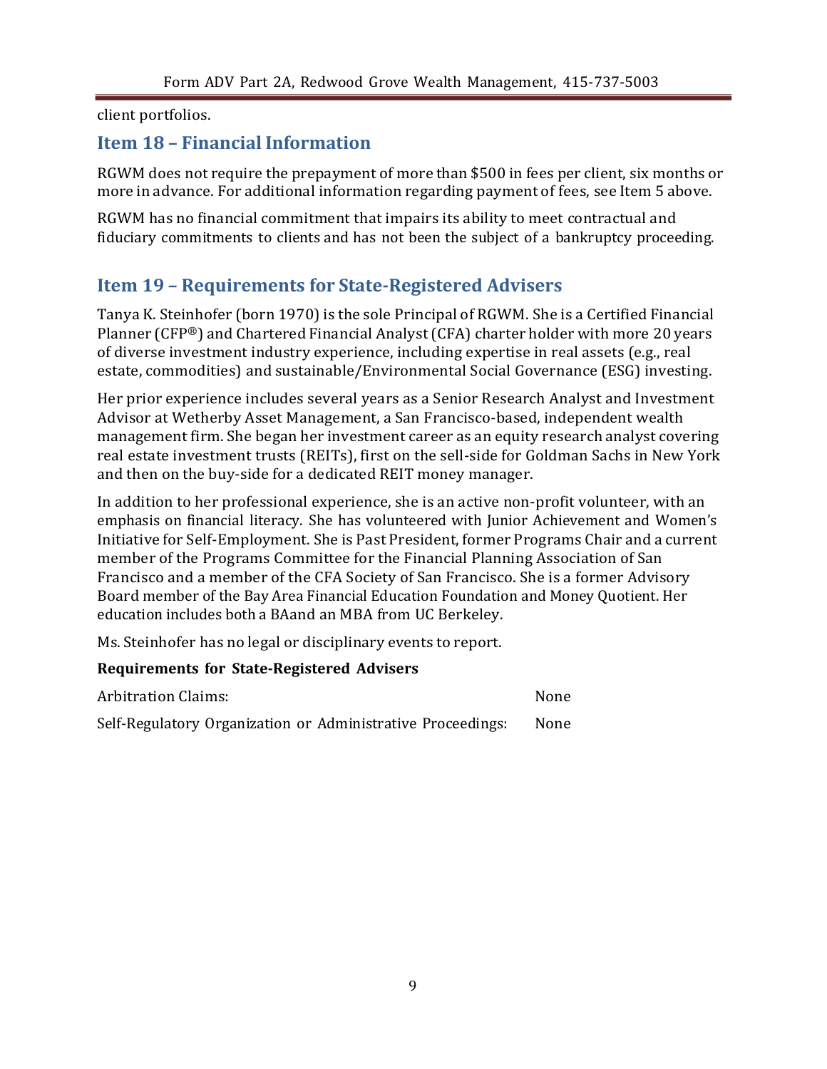client portfolios.

## Item 18 – Financial Information

RGWM does not require the prepayment of more than $500 in fees per client, six months or more in advance. For additional information regarding payment of fees, see Item 5 above.

RGWM has no financial commitment that impairs its ability to meet contractual and fiduciary commitments to clients and has not been the subject of a bankruptcy proceeding.

## Item 19 – Requirements for State-Registered Advisers

Tanya K. Steinhofer (born 1970) is the sole Principal of RGWM. She is a Certified Financial Planner (CFP®) and Chartered Financial Analyst (CFA) charter holder with more 20 years of diverse investment industry experience, including expertise in real assets (e.g., real estate, commodities) and sustainable/Environmental Social Governance (ESG) investing.

Her prior experience includes several years as a Senior Research Analyst and Investment Advisor at Wetherby Asset Management, a San Francisco-based, independent wealth management firm. She began her investment career as an equity research analyst covering real estate investment trusts (REITs), first on the sell-side for Goldman Sachs in New York and then on the buy-side for a dedicated REIT money manager.

In addition to her professional experience, she is an active non-profit volunteer, with an emphasis on financial literacy. She has volunteered with Junior Achievement and Women's Initiative for Self-Employment. She is Past President, former Programs Chair and a current member of the Programs Committee for the Financial Planning Association of San Francisco and a member of the CFA Society of San Francisco. She is a former Advisory Board member of the Bay Area Financial Education Foundation and Money Quotient. Her education includes both a BAand an MBA from UC Berkeley.

Ms. Steinhofer has no legal or disciplinary events to report.

**Requirements for State-Registered Advisers**

| | |
|---|---|
| Arbitration Claims: | None |
| Self-Regulatory Organization or Administrative Proceedings: | None |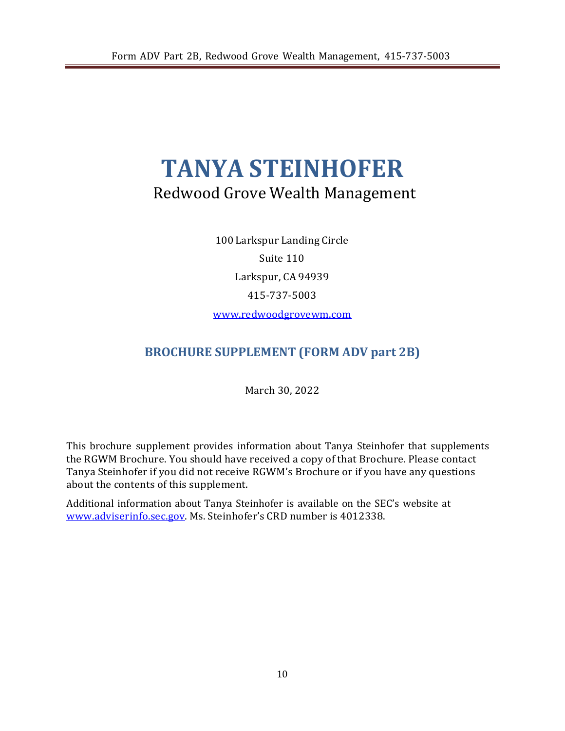# TANYA STEINHOFER

Redwood Grove Wealth Management

100 Larkspur Landing Circle

Suite 110

Larkspur, CA 94939

415-737-5003

www.redwoodgrovewm.com

## BROCHURE SUPPLEMENT (FORM ADV part 2B)

March 30, 2022

This brochure supplement provides information about Tanya Steinhofer that supplements the RGWM Brochure. You should have received a copy of that Brochure. Please contact Tanya Steinhofer if you did not receive RGWM's Brochure or if you have any questions about the contents of this supplement.

Additional information about Tanya Steinhofer is available on the SEC's website at www.adviserinfo.sec.gov. Ms. Steinhofer's CRD number is 4012338.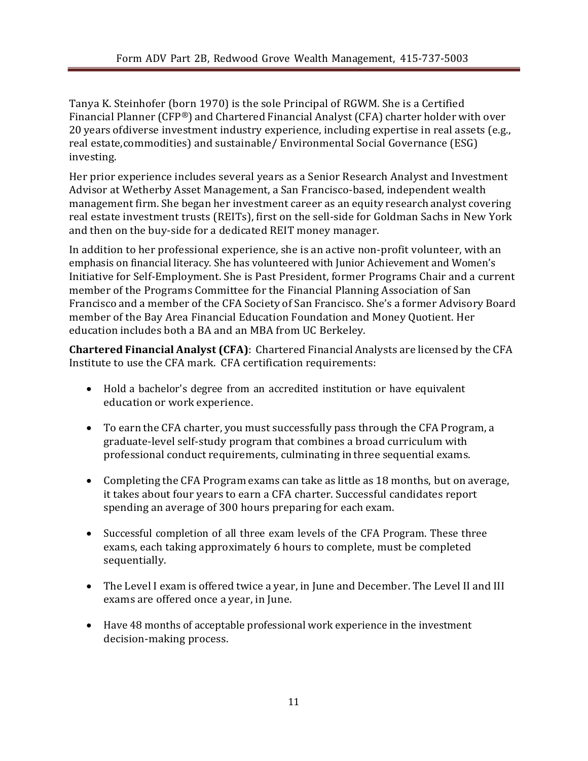Tanya K. Steinhofer (born 1970) is the sole Principal of RGWM. She is a Certified Financial Planner (CFP®) and Chartered Financial Analyst (CFA) charter holder with over 20 years ofdiverse investment industry experience, including expertise in real assets (e.g., real estate,commodities) and sustainable/ Environmental Social Governance (ESG) investing.

Her prior experience includes several years as a Senior Research Analyst and Investment Advisor at Wetherby Asset Management, a San Francisco-based, independent wealth management firm. She began her investment career as an equity research analyst covering real estate investment trusts (REITs), first on the sell-side for Goldman Sachs in New York and then on the buy-side for a dedicated REIT money manager.

In addition to her professional experience, she is an active non-profit volunteer, with an emphasis on financial literacy. She has volunteered with Junior Achievement and Women's Initiative for Self-Employment. She is Past President, former Programs Chair and a current member of the Programs Committee for the Financial Planning Association of San Francisco and a member of the CFA Society of San Francisco. She's a former Advisory Board member of the Bay Area Financial Education Foundation and Money Quotient. Her education includes both a BA and an MBA from UC Berkeley.

**Chartered Financial Analyst (CFA)**: Chartered Financial Analysts are licensed by the CFA Institute to use the CFA mark. CFA certification requirements:

- Hold a bachelor's degree from an accredited institution or have equivalent education or work experience.
- To earn the CFA charter, you must successfully pass through the CFA Program, a graduate-level self-study program that combines a broad curriculum with professional conduct requirements, culminating in three sequential exams.
- Completing the CFA Program exams can take as little as 18 months, but on average, it takes about four years to earn a CFA charter. Successful candidates report spending an average of 300 hours preparing for each exam.
- Successful completion of all three exam levels of the CFA Program. These three exams, each taking approximately 6 hours to complete, must be completed sequentially.
- The Level I exam is offered twice a year, in June and December. The Level II and III exams are offered once a year, in June.
- Have 48 months of acceptable professional work experience in the investment decision-making process.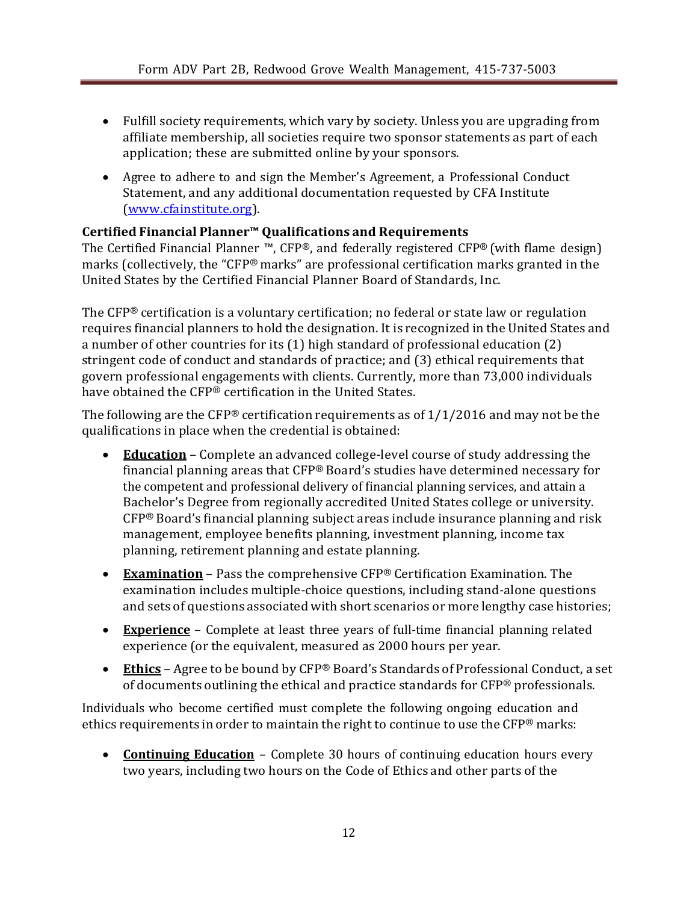- Fulfill society requirements, which vary by society. Unless you are upgrading from affiliate membership, all societies require two sponsor statements as part of each application; these are submitted online by your sponsors.
- Agree to adhere to and sign the Member's Agreement, a Professional Conduct Statement, and any additional documentation requested by CFA Institute ([www.cfainstitute.org](www.cfainstitute.org)).

**Certified Financial Planner™ Qualifications and Requirements**

The Certified Financial Planner ™, CFP®, and federally registered CFP® (with flame design) marks (collectively, the "CFP® marks" are professional certification marks granted in the United States by the Certified Financial Planner Board of Standards, Inc.

The CFP® certification is a voluntary certification; no federal or state law or regulation requires financial planners to hold the designation. It is recognized in the United States and a number of other countries for its (1) high standard of professional education (2) stringent code of conduct and standards of practice; and (3) ethical requirements that govern professional engagements with clients. Currently, more than 73,000 individuals have obtained the CFP® certification in the United States.

The following are the CFP® certification requirements as of 1/1/2016 and may not be the qualifications in place when the credential is obtained:

- **Education** – Complete an advanced college-level course of study addressing the financial planning areas that CFP® Board's studies have determined necessary for the competent and professional delivery of financial planning services, and attain a Bachelor's Degree from regionally accredited United States college or university. CFP® Board's financial planning subject areas include insurance planning and risk management, employee benefits planning, investment planning, income tax planning, retirement planning and estate planning.
- **Examination** – Pass the comprehensive CFP® Certification Examination. The examination includes multiple-choice questions, including stand-alone questions and sets of questions associated with short scenarios or more lengthy case histories;
- **Experience** – Complete at least three years of full-time financial planning related experience (or the equivalent, measured as 2000 hours per year.
- **Ethics** – Agree to be bound by CFP® Board's Standards of Professional Conduct, a set of documents outlining the ethical and practice standards for CFP® professionals.

Individuals who become certified must complete the following ongoing education and ethics requirements in order to maintain the right to continue to use the CFP® marks:

- **Continuing Education** – Complete 30 hours of continuing education hours every two years, including two hours on the Code of Ethics and other parts of the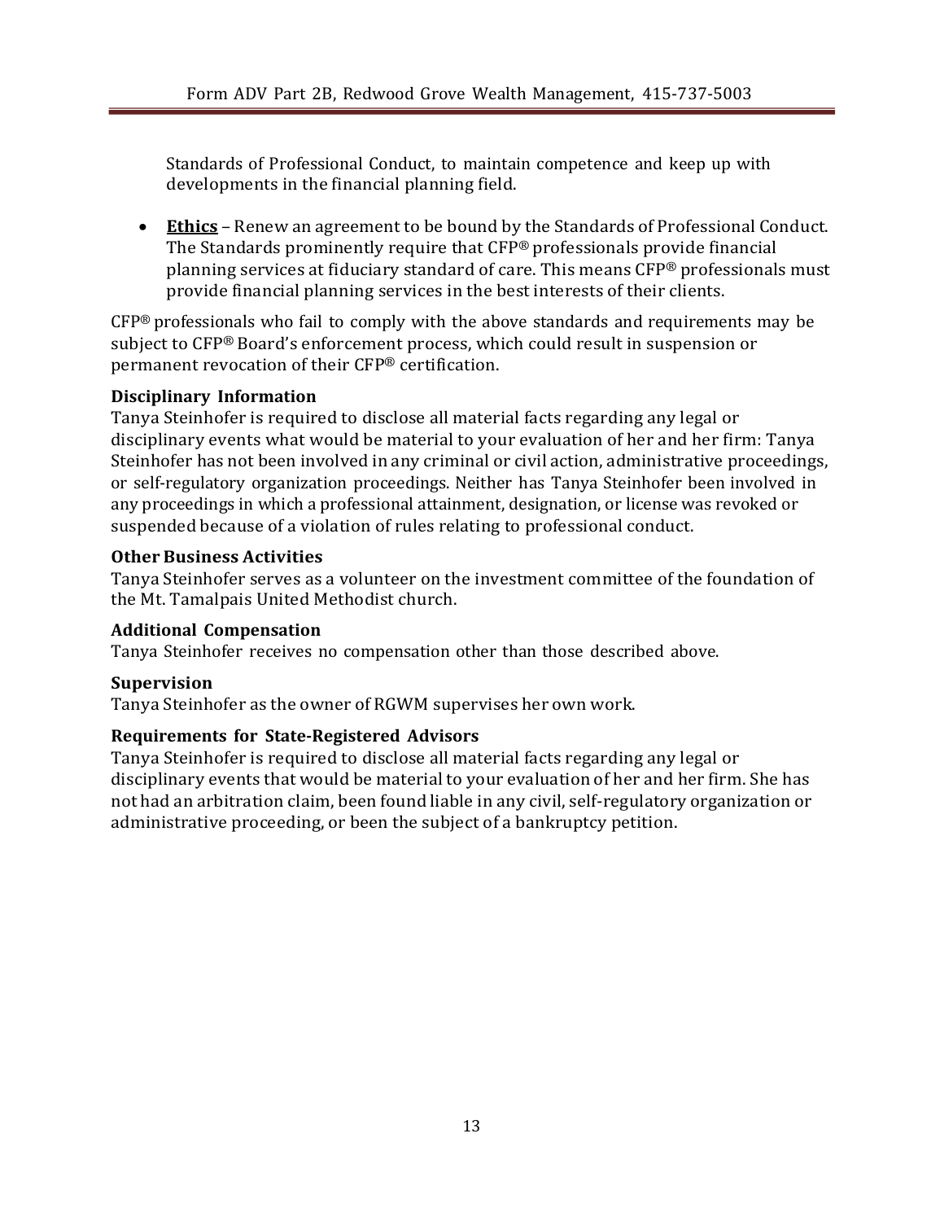Standards of Professional Conduct, to maintain competence and keep up with developments in the financial planning field.

- **Ethics** – Renew an agreement to be bound by the Standards of Professional Conduct. The Standards prominently require that CFP® professionals provide financial planning services at fiduciary standard of care. This means CFP® professionals must provide financial planning services in the best interests of their clients.

CFP® professionals who fail to comply with the above standards and requirements may be subject to CFP® Board's enforcement process, which could result in suspension or permanent revocation of their CFP® certification.

### Disciplinary Information

Tanya Steinhofer is required to disclose all material facts regarding any legal or disciplinary events what would be material to your evaluation of her and her firm: Tanya Steinhofer has not been involved in any criminal or civil action, administrative proceedings, or self-regulatory organization proceedings. Neither has Tanya Steinhofer been involved in any proceedings in which a professional attainment, designation, or license was revoked or suspended because of a violation of rules relating to professional conduct.

### Other Business Activities

Tanya Steinhofer serves as a volunteer on the investment committee of the foundation of the Mt. Tamalpais United Methodist church.

### Additional Compensation

Tanya Steinhofer receives no compensation other than those described above.

### Supervision

Tanya Steinhofer as the owner of RGWM supervises her own work.

### Requirements for State-Registered Advisors

Tanya Steinhofer is required to disclose all material facts regarding any legal or disciplinary events that would be material to your evaluation of her and her firm. She has not had an arbitration claim, been found liable in any civil, self-regulatory organization or administrative proceeding, or been the subject of a bankruptcy petition.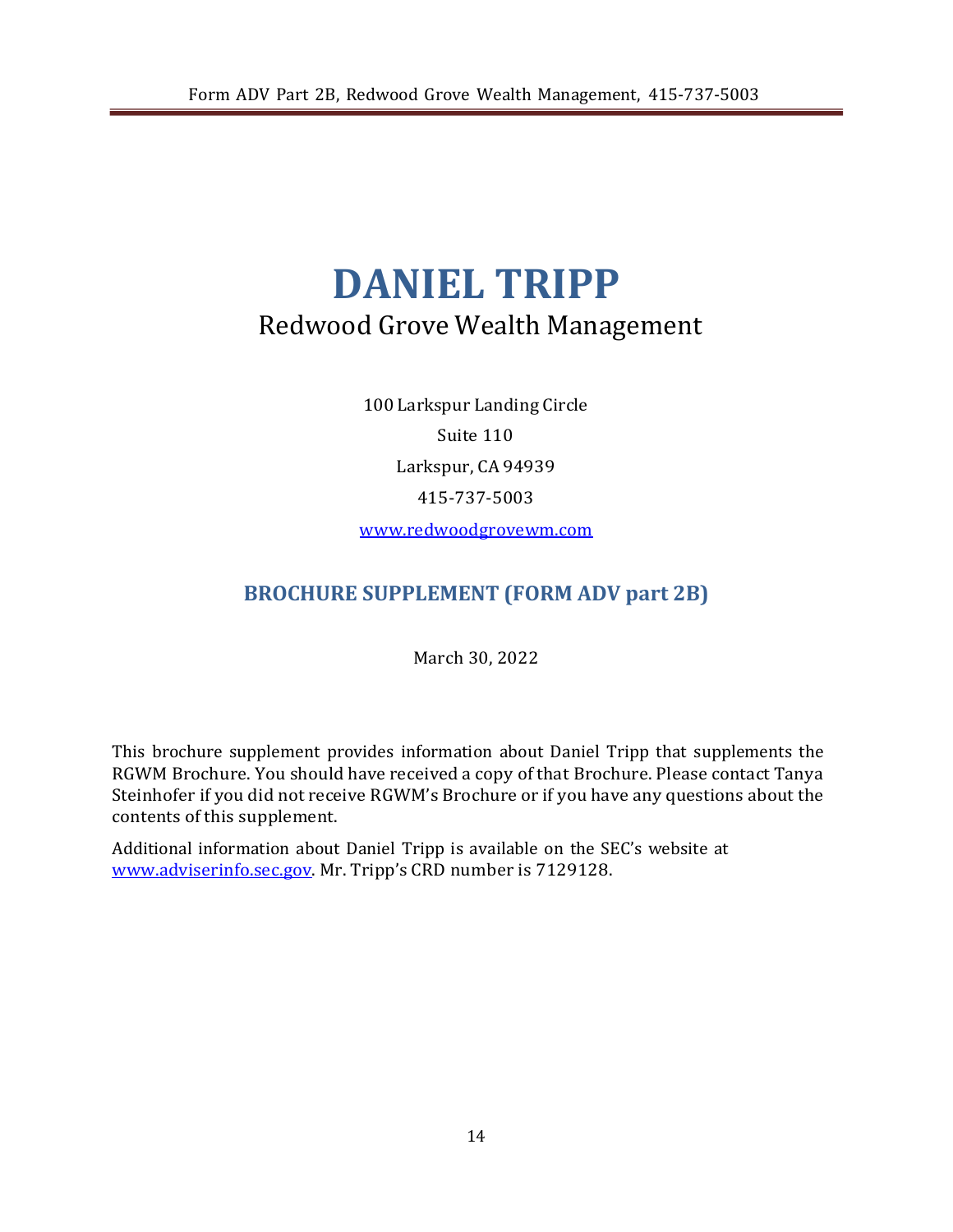# DANIEL TRIPP

Redwood Grove Wealth Management

100 Larkspur Landing Circle

Suite 110

Larkspur, CA 94939

415-737-5003

www.redwoodgrovewm.com

## BROCHURE SUPPLEMENT (FORM ADV part 2B)

March 30, 2022

This brochure supplement provides information about Daniel Tripp that supplements the RGWM Brochure. You should have received a copy of that Brochure. Please contact Tanya Steinhofer if you did not receive RGWM's Brochure or if you have any questions about the contents of this supplement.

Additional information about Daniel Tripp is available on the SEC's website at www.adviserinfo.sec.gov. Mr. Tripp's CRD number is 7129128.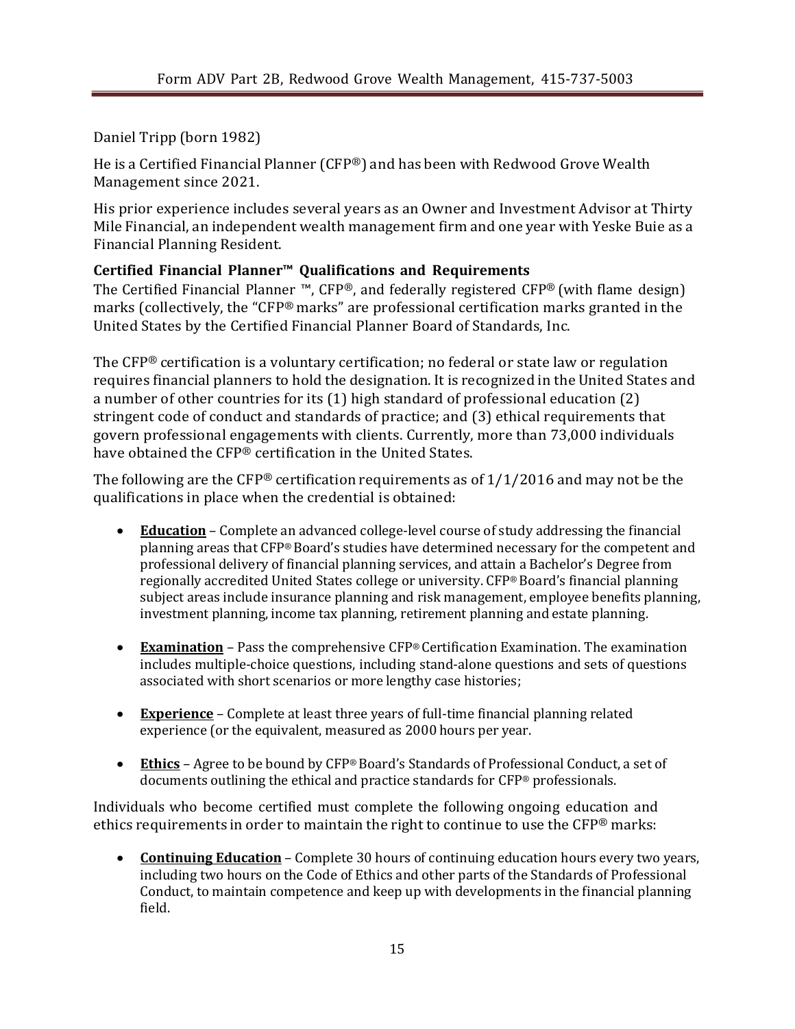Daniel Tripp (born 1982)

He is a Certified Financial Planner (CFP®) and has been with Redwood Grove Wealth Management since 2021.

His prior experience includes several years as an Owner and Investment Advisor at Thirty Mile Financial, an independent wealth management firm and one year with Yeske Buie as a Financial Planning Resident.

**Certified Financial Planner™ Qualifications and Requirements**
The Certified Financial Planner ™, CFP®, and federally registered CFP® (with flame design) marks (collectively, the "CFP® marks" are professional certification marks granted in the United States by the Certified Financial Planner Board of Standards, Inc.

The CFP® certification is a voluntary certification; no federal or state law or regulation requires financial planners to hold the designation. It is recognized in the United States and a number of other countries for its (1) high standard of professional education (2) stringent code of conduct and standards of practice; and (3) ethical requirements that govern professional engagements with clients. Currently, more than 73,000 individuals have obtained the CFP® certification in the United States.

The following are the CFP® certification requirements as of 1/1/2016 and may not be the qualifications in place when the credential is obtained:

- **Education** – Complete an advanced college-level course of study addressing the financial planning areas that CFP® Board's studies have determined necessary for the competent and professional delivery of financial planning services, and attain a Bachelor's Degree from regionally accredited United States college or university. CFP® Board's financial planning subject areas include insurance planning and risk management, employee benefits planning, investment planning, income tax planning, retirement planning and estate planning.

- **Examination** – Pass the comprehensive CFP® Certification Examination. The examination includes multiple-choice questions, including stand-alone questions and sets of questions associated with short scenarios or more lengthy case histories;

- **Experience** – Complete at least three years of full-time financial planning related experience (or the equivalent, measured as 2000 hours per year.

- **Ethics** – Agree to be bound by CFP® Board's Standards of Professional Conduct, a set of documents outlining the ethical and practice standards for CFP® professionals.

Individuals who become certified must complete the following ongoing education and ethics requirements in order to maintain the right to continue to use the CFP® marks:

- **Continuing Education** – Complete 30 hours of continuing education hours every two years, including two hours on the Code of Ethics and other parts of the Standards of Professional Conduct, to maintain competence and keep up with developments in the financial planning field.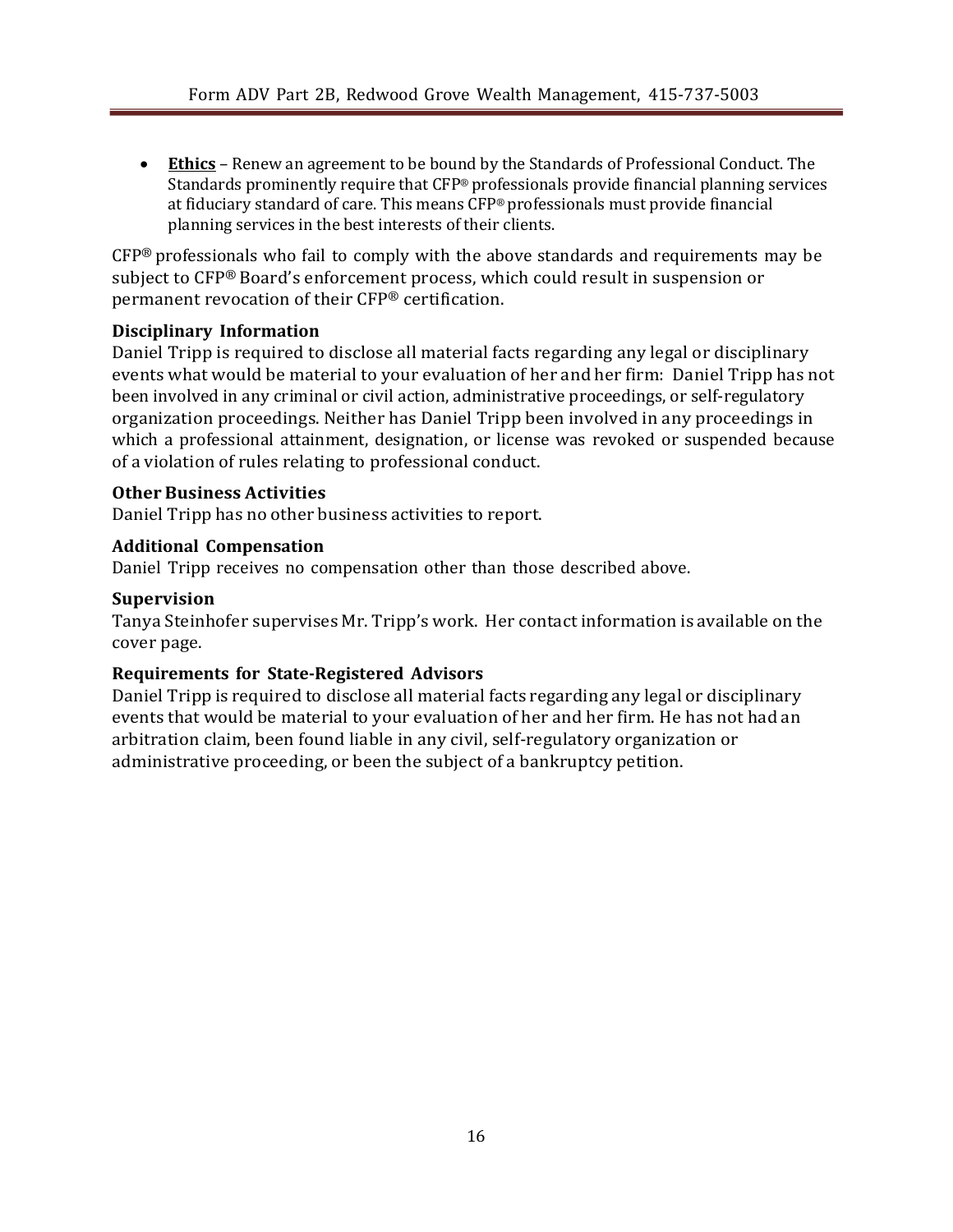- **Ethics** – Renew an agreement to be bound by the Standards of Professional Conduct. The Standards prominently require that CFP® professionals provide financial planning services at fiduciary standard of care. This means CFP® professionals must provide financial planning services in the best interests of their clients.

CFP® professionals who fail to comply with the above standards and requirements may be subject to CFP® Board's enforcement process, which could result in suspension or permanent revocation of their CFP® certification.

**Disciplinary Information**

Daniel Tripp is required to disclose all material facts regarding any legal or disciplinary events what would be material to your evaluation of her and her firm: Daniel Tripp has not been involved in any criminal or civil action, administrative proceedings, or self-regulatory organization proceedings. Neither has Daniel Tripp been involved in any proceedings in which a professional attainment, designation, or license was revoked or suspended because of a violation of rules relating to professional conduct.

**Other Business Activities**

Daniel Tripp has no other business activities to report.

**Additional Compensation**

Daniel Tripp receives no compensation other than those described above.

**Supervision**

Tanya Steinhofer supervises Mr. Tripp's work. Her contact information is available on the cover page.

**Requirements for State-Registered Advisors**

Daniel Tripp is required to disclose all material facts regarding any legal or disciplinary events that would be material to your evaluation of her and her firm. He has not had an arbitration claim, been found liable in any civil, self-regulatory organization or administrative proceeding, or been the subject of a bankruptcy petition.